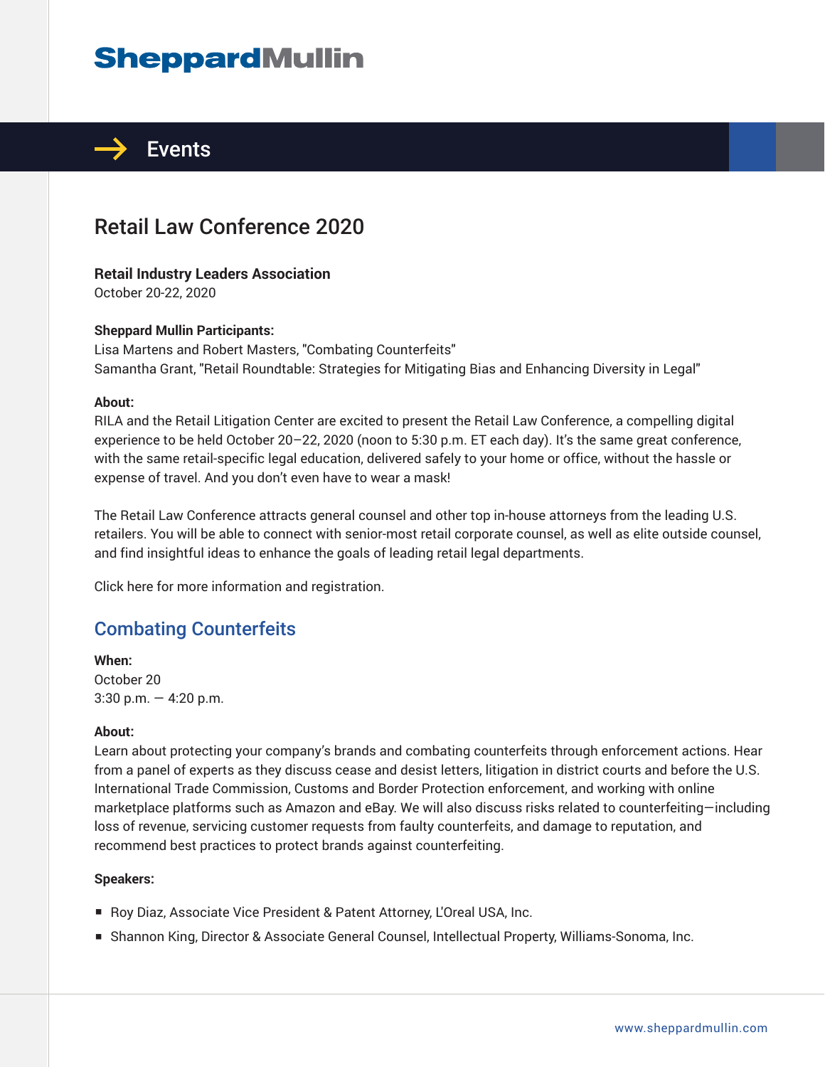# SheppardMullin

## Events

## Retail Law Conference 2020

**Retail Industry Leaders Association**
October 20-22, 2020

**Sheppard Mullin Participants:**
Lisa Martens and Robert Masters, "Combating Counterfeits"
Samantha Grant, "Retail Roundtable: Strategies for Mitigating Bias and Enhancing Diversity in Legal"

**About:**
RILA and the Retail Litigation Center are excited to present the Retail Law Conference, a compelling digital experience to be held October 20–22, 2020 (noon to 5:30 p.m. ET each day). It's the same great conference, with the same retail-specific legal education, delivered safely to your home or office, without the hassle or expense of travel. And you don't even have to wear a mask!

The Retail Law Conference attracts general counsel and other top in-house attorneys from the leading U.S. retailers. You will be able to connect with senior-most retail corporate counsel, as well as elite outside counsel, and find insightful ideas to enhance the goals of leading retail legal departments.

Click here for more information and registration.

## Combating Counterfeits

**When:**
October 20
3:30 p.m. — 4:20 p.m.

**About:**
Learn about protecting your company's brands and combating counterfeits through enforcement actions. Hear from a panel of experts as they discuss cease and desist letters, litigation in district courts and before the U.S. International Trade Commission, Customs and Border Protection enforcement, and working with online marketplace platforms such as Amazon and eBay. We will also discuss risks related to counterfeiting—including loss of revenue, servicing customer requests from faulty counterfeits, and damage to reputation, and recommend best practices to protect brands against counterfeiting.

**Speakers:**

- Roy Diaz, Associate Vice President & Patent Attorney, L'Oreal USA, Inc.
- Shannon King, Director & Associate General Counsel, Intellectual Property, Williams-Sonoma, Inc.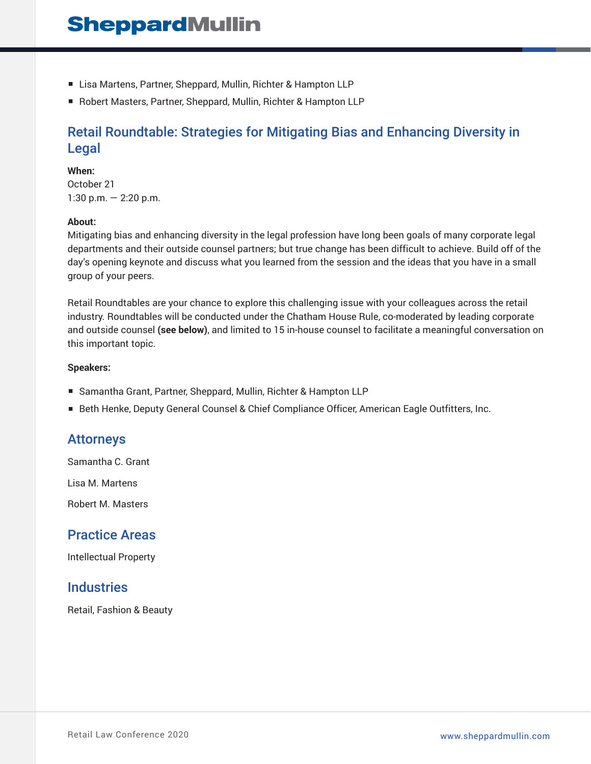- Lisa Martens, Partner, Sheppard, Mullin, Richter & Hampton LLP
- Robert Masters, Partner, Sheppard, Mullin, Richter & Hampton LLP

## Retail Roundtable: Strategies for Mitigating Bias and Enhancing Diversity in Legal

**When:**
October 21
1:30 p.m. — 2:20 p.m.

**About:**
Mitigating bias and enhancing diversity in the legal profession have long been goals of many corporate legal departments and their outside counsel partners; but true change has been difficult to achieve. Build off of the day's opening keynote and discuss what you learned from the session and the ideas that you have in a small group of your peers.

Retail Roundtables are your chance to explore this challenging issue with your colleagues across the retail industry. Roundtables will be conducted under the Chatham House Rule, co-moderated by leading corporate and outside counsel **(see below)**, and limited to 15 in-house counsel to facilitate a meaningful conversation on this important topic.

**Speakers:**

- Samantha Grant, Partner, Sheppard, Mullin, Richter & Hampton LLP
- Beth Henke, Deputy General Counsel & Chief Compliance Officer, American Eagle Outfitters, Inc.

## Attorneys

Samantha C. Grant

Lisa M. Martens

Robert M. Masters

## Practice Areas

Intellectual Property

## Industries

Retail, Fashion & Beauty